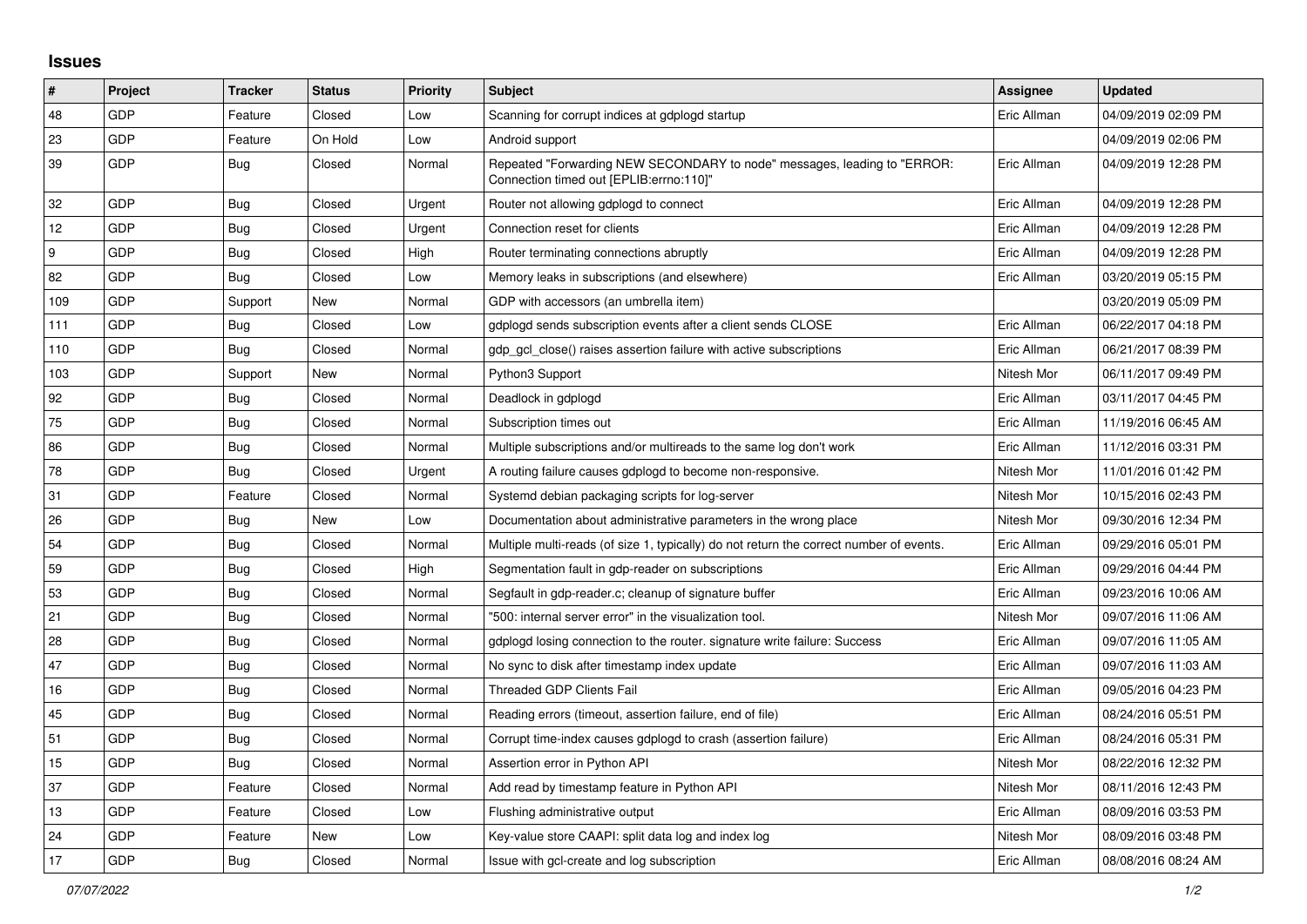## Issues

| # | Project | Tracker | Status | Priority | Subject | Assignee | Updated |
|---|---|---|---|---|---|---|---|
| 48 | GDP | Feature | Closed | Low | Scanning for corrupt indices at gdplogd startup | Eric Allman | 04/09/2019 02:09 PM |
| 23 | GDP | Feature | On Hold | Low | Android support | | 04/09/2019 02:06 PM |
| 39 | GDP | Bug | Closed | Normal | Repeated "Forwarding NEW SECONDARY to node" messages, leading to "ERROR: Connection timed out [EPLIB:errno:110]" | Eric Allman | 04/09/2019 12:28 PM |
| 32 | GDP | Bug | Closed | Urgent | Router not allowing gdplogd to connect | Eric Allman | 04/09/2019 12:28 PM |
| 12 | GDP | Bug | Closed | Urgent | Connection reset for clients | Eric Allman | 04/09/2019 12:28 PM |
| 9 | GDP | Bug | Closed | High | Router terminating connections abruptly | Eric Allman | 04/09/2019 12:28 PM |
| 82 | GDP | Bug | Closed | Low | Memory leaks in subscriptions (and elsewhere) | Eric Allman | 03/20/2019 05:15 PM |
| 109 | GDP | Support | New | Normal | GDP with accessors (an umbrella item) | | 03/20/2019 05:09 PM |
| 111 | GDP | Bug | Closed | Low | gdplogd sends subscription events after a client sends CLOSE | Eric Allman | 06/22/2017 04:18 PM |
| 110 | GDP | Bug | Closed | Normal | gdp_gcl_close() raises assertion failure with active subscriptions | Eric Allman | 06/21/2017 08:39 PM |
| 103 | GDP | Support | New | Normal | Python3 Support | Nitesh Mor | 06/11/2017 09:49 PM |
| 92 | GDP | Bug | Closed | Normal | Deadlock in gdplogd | Eric Allman | 03/11/2017 04:45 PM |
| 75 | GDP | Bug | Closed | Normal | Subscription times out | Eric Allman | 11/19/2016 06:45 AM |
| 86 | GDP | Bug | Closed | Normal | Multiple subscriptions and/or multireads to the same log don't work | Eric Allman | 11/12/2016 03:31 PM |
| 78 | GDP | Bug | Closed | Urgent | A routing failure causes gdplogd to become non-responsive. | Nitesh Mor | 11/01/2016 01:42 PM |
| 31 | GDP | Feature | Closed | Normal | Systemd debian packaging scripts for log-server | Nitesh Mor | 10/15/2016 02:43 PM |
| 26 | GDP | Bug | New | Low | Documentation about administrative parameters in the wrong place | Nitesh Mor | 09/30/2016 12:34 PM |
| 54 | GDP | Bug | Closed | Normal | Multiple multi-reads (of size 1, typically) do not return the correct number of events. | Eric Allman | 09/29/2016 05:01 PM |
| 59 | GDP | Bug | Closed | High | Segmentation fault in gdp-reader on subscriptions | Eric Allman | 09/29/2016 04:44 PM |
| 53 | GDP | Bug | Closed | Normal | Segfault in gdp-reader.c; cleanup of signature buffer | Eric Allman | 09/23/2016 10:06 AM |
| 21 | GDP | Bug | Closed | Normal | "500: internal server error" in the visualization tool. | Nitesh Mor | 09/07/2016 11:06 AM |
| 28 | GDP | Bug | Closed | Normal | gdplogd losing connection to the router. signature write failure: Success | Eric Allman | 09/07/2016 11:05 AM |
| 47 | GDP | Bug | Closed | Normal | No sync to disk after timestamp index update | Eric Allman | 09/07/2016 11:03 AM |
| 16 | GDP | Bug | Closed | Normal | Threaded GDP Clients Fail | Eric Allman | 09/05/2016 04:23 PM |
| 45 | GDP | Bug | Closed | Normal | Reading errors (timeout, assertion failure, end of file) | Eric Allman | 08/24/2016 05:51 PM |
| 51 | GDP | Bug | Closed | Normal | Corrupt time-index causes gdplogd to crash (assertion failure) | Eric Allman | 08/24/2016 05:31 PM |
| 15 | GDP | Bug | Closed | Normal | Assertion error in Python API | Nitesh Mor | 08/22/2016 12:32 PM |
| 37 | GDP | Feature | Closed | Normal | Add read by timestamp feature in Python API | Nitesh Mor | 08/11/2016 12:43 PM |
| 13 | GDP | Feature | Closed | Low | Flushing administrative output | Eric Allman | 08/09/2016 03:53 PM |
| 24 | GDP | Feature | New | Low | Key-value store CAAPI: split data log and index log | Nitesh Mor | 08/09/2016 03:48 PM |
| 17 | GDP | Bug | Closed | Normal | Issue with gcl-create and log subscription | Eric Allman | 08/08/2016 08:24 AM |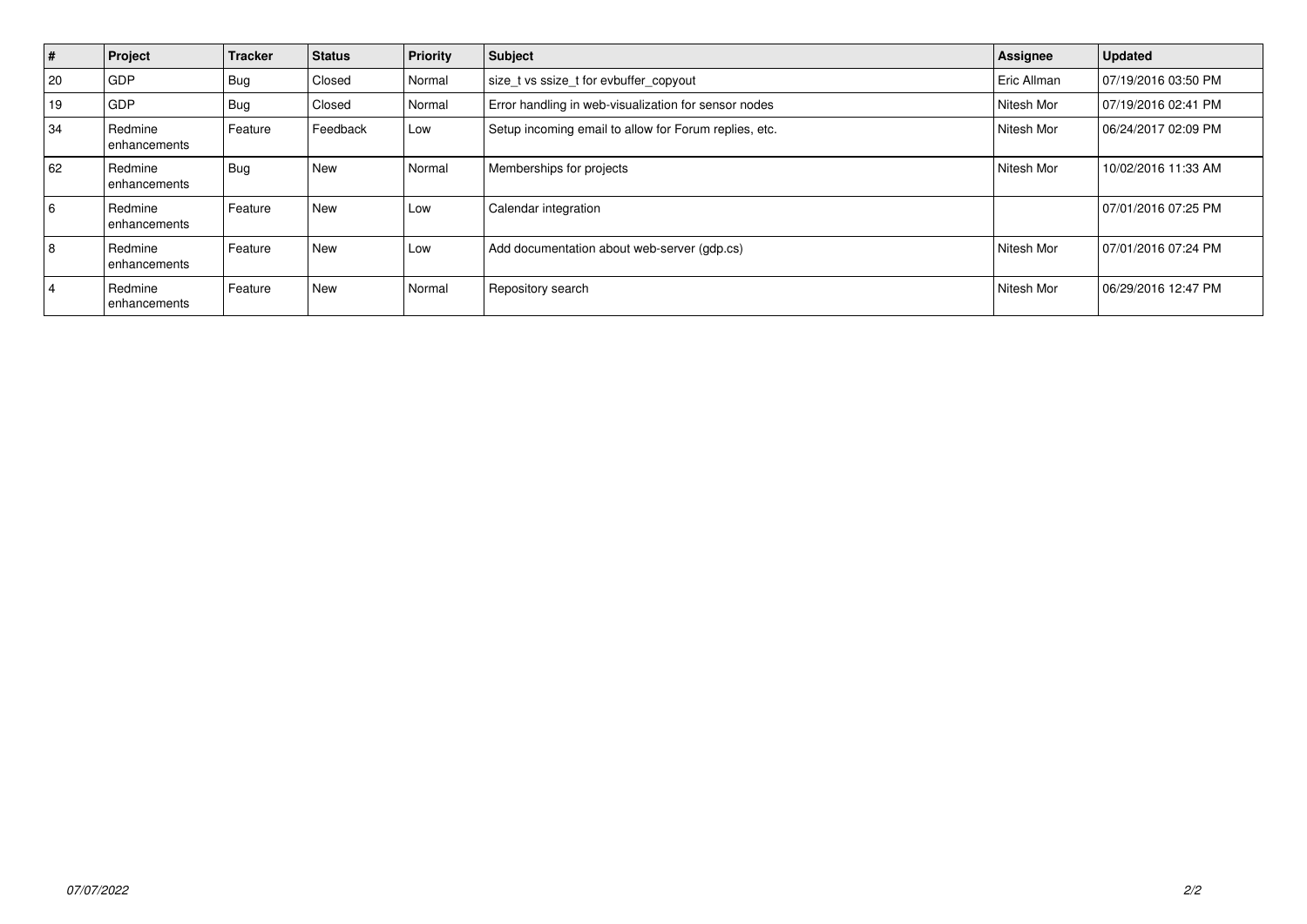| # | Project | Tracker | Status | Priority | Subject | Assignee | Updated |
| --- | --- | --- | --- | --- | --- | --- | --- |
| 20 | GDP | Bug | Closed | Normal | size_t vs ssize_t for evbuffer_copyout | Eric Allman | 07/19/2016 03:50 PM |
| 19 | GDP | Bug | Closed | Normal | Error handling in web-visualization for sensor nodes | Nitesh Mor | 07/19/2016 02:41 PM |
| 34 | Redmine enhancements | Feature | Feedback | Low | Setup incoming email to allow for Forum replies, etc. | Nitesh Mor | 06/24/2017 02:09 PM |
| 62 | Redmine enhancements | Bug | New | Normal | Memberships for projects | Nitesh Mor | 10/02/2016 11:33 AM |
| 6 | Redmine enhancements | Feature | New | Low | Calendar integration | | 07/01/2016 07:25 PM |
| 8 | Redmine enhancements | Feature | New | Low | Add documentation about web-server (gdp.cs) | Nitesh Mor | 07/01/2016 07:24 PM |
| 4 | Redmine enhancements | Feature | New | Normal | Repository search | Nitesh Mor | 06/29/2016 12:47 PM |